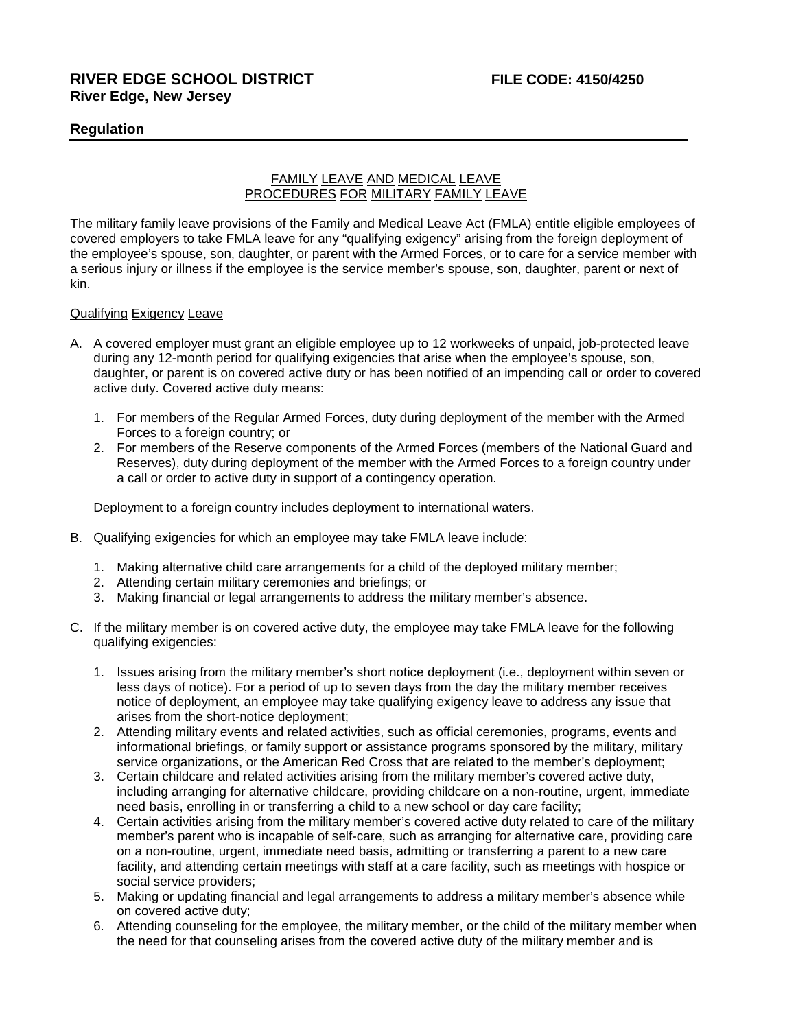**RIVER EDGE SCHOOL DISTRICT** **FILE CODE: 4150/4250**
**River Edge, New Jersey**

**Regulation**

FAMILY LEAVE AND MEDICAL LEAVE
PROCEDURES FOR MILITARY FAMILY LEAVE

The military family leave provisions of the Family and Medical Leave Act (FMLA) entitle eligible employees of covered employers to take FMLA leave for any "qualifying exigency" arising from the foreign deployment of the employee's spouse, son, daughter, or parent with the Armed Forces, or to care for a service member with a serious injury or illness if the employee is the service member's spouse, son, daughter, parent or next of kin.

Qualifying Exigency Leave

A. A covered employer must grant an eligible employee up to 12 workweeks of unpaid, job-protected leave during any 12-month period for qualifying exigencies that arise when the employee's spouse, son, daughter, or parent is on covered active duty or has been notified of an impending call or order to covered active duty. Covered active duty means:

   1. For members of the Regular Armed Forces, duty during deployment of the member with the Armed Forces to a foreign country; or
   2. For members of the Reserve components of the Armed Forces (members of the National Guard and Reserves), duty during deployment of the member with the Armed Forces to a foreign country under a call or order to active duty in support of a contingency operation.

   Deployment to a foreign country includes deployment to international waters.

B. Qualifying exigencies for which an employee may take FMLA leave include:

   1. Making alternative child care arrangements for a child of the deployed military member;
   2. Attending certain military ceremonies and briefings; or
   3. Making financial or legal arrangements to address the military member's absence.

C. If the military member is on covered active duty, the employee may take FMLA leave for the following qualifying exigencies:

   1. Issues arising from the military member's short notice deployment (i.e., deployment within seven or less days of notice). For a period of up to seven days from the day the military member receives notice of deployment, an employee may take qualifying exigency leave to address any issue that arises from the short-notice deployment;
   2. Attending military events and related activities, such as official ceremonies, programs, events and informational briefings, or family support or assistance programs sponsored by the military, military service organizations, or the American Red Cross that are related to the member's deployment;
   3. Certain childcare and related activities arising from the military member's covered active duty, including arranging for alternative childcare, providing childcare on a non-routine, urgent, immediate need basis, enrolling in or transferring a child to a new school or day care facility;
   4. Certain activities arising from the military member's covered active duty related to care of the military member's parent who is incapable of self-care, such as arranging for alternative care, providing care on a non-routine, urgent, immediate need basis, admitting or transferring a parent to a new care facility, and attending certain meetings with staff at a care facility, such as meetings with hospice or social service providers;
   5. Making or updating financial and legal arrangements to address a military member's absence while on covered active duty;
   6. Attending counseling for the employee, the military member, or the child of the military member when the need for that counseling arises from the covered active duty of the military member and is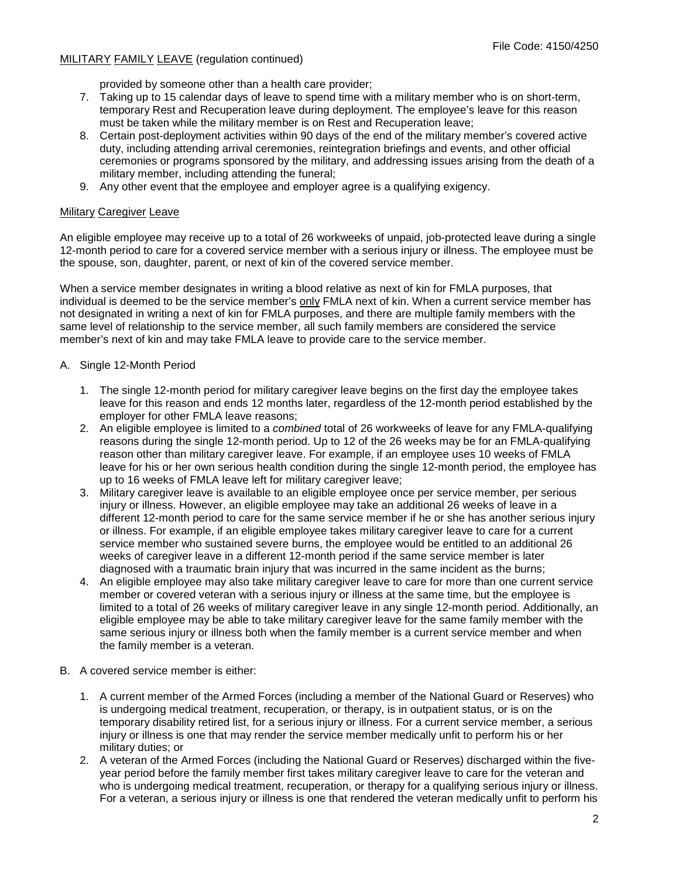provided by someone other than a health care provider;

7. Taking up to 15 calendar days of leave to spend time with a military member who is on short-term, temporary Rest and Recuperation leave during deployment. The employee's leave for this reason must be taken while the military member is on Rest and Recuperation leave;
8. Certain post-deployment activities within 90 days of the end of the military member's covered active duty, including attending arrival ceremonies, reintegration briefings and events, and other official ceremonies or programs sponsored by the military, and addressing issues arising from the death of a military member, including attending the funeral;
9. Any other event that the employee and employer agree is a qualifying exigency.

Military Caregiver Leave

An eligible employee may receive up to a total of 26 workweeks of unpaid, job-protected leave during a single 12-month period to care for a covered service member with a serious injury or illness. The employee must be the spouse, son, daughter, parent, or next of kin of the covered service member.

When a service member designates in writing a blood relative as next of kin for FMLA purposes, that individual is deemed to be the service member's only FMLA next of kin. When a current service member has not designated in writing a next of kin for FMLA purposes, and there are multiple family members with the same level of relationship to the service member, all such family members are considered the service member's next of kin and may take FMLA leave to provide care to the service member.

A. Single 12-Month Period

   1. The single 12-month period for military caregiver leave begins on the first day the employee takes leave for this reason and ends 12 months later, regardless of the 12-month period established by the employer for other FMLA leave reasons;
   2. An eligible employee is limited to a *combined* total of 26 workweeks of leave for any FMLA-qualifying reasons during the single 12-month period. Up to 12 of the 26 weeks may be for an FMLA-qualifying reason other than military caregiver leave. For example, if an employee uses 10 weeks of FMLA leave for his or her own serious health condition during the single 12-month period, the employee has up to 16 weeks of FMLA leave left for military caregiver leave;
   3. Military caregiver leave is available to an eligible employee once per service member, per serious injury or illness. However, an eligible employee may take an additional 26 weeks of leave in a different 12-month period to care for the same service member if he or she has another serious injury or illness. For example, if an eligible employee takes military caregiver leave to care for a current service member who sustained severe burns, the employee would be entitled to an additional 26 weeks of caregiver leave in a different 12-month period if the same service member is later diagnosed with a traumatic brain injury that was incurred in the same incident as the burns;
   4. An eligible employee may also take military caregiver leave to care for more than one current service member or covered veteran with a serious injury or illness at the same time, but the employee is limited to a total of 26 weeks of military caregiver leave in any single 12-month period. Additionally, an eligible employee may be able to take military caregiver leave for the same family member with the same serious injury or illness both when the family member is a current service member and when the family member is a veteran.

B. A covered service member is either:

   1. A current member of the Armed Forces (including a member of the National Guard or Reserves) who is undergoing medical treatment, recuperation, or therapy, is in outpatient status, or is on the temporary disability retired list, for a serious injury or illness. For a current service member, a serious injury or illness is one that may render the service member medically unfit to perform his or her military duties; or
   2. A veteran of the Armed Forces (including the National Guard or Reserves) discharged within the five-year period before the family member first takes military caregiver leave to care for the veteran and who is undergoing medical treatment, recuperation, or therapy for a qualifying serious injury or illness. For a veteran, a serious injury or illness is one that rendered the veteran medically unfit to perform his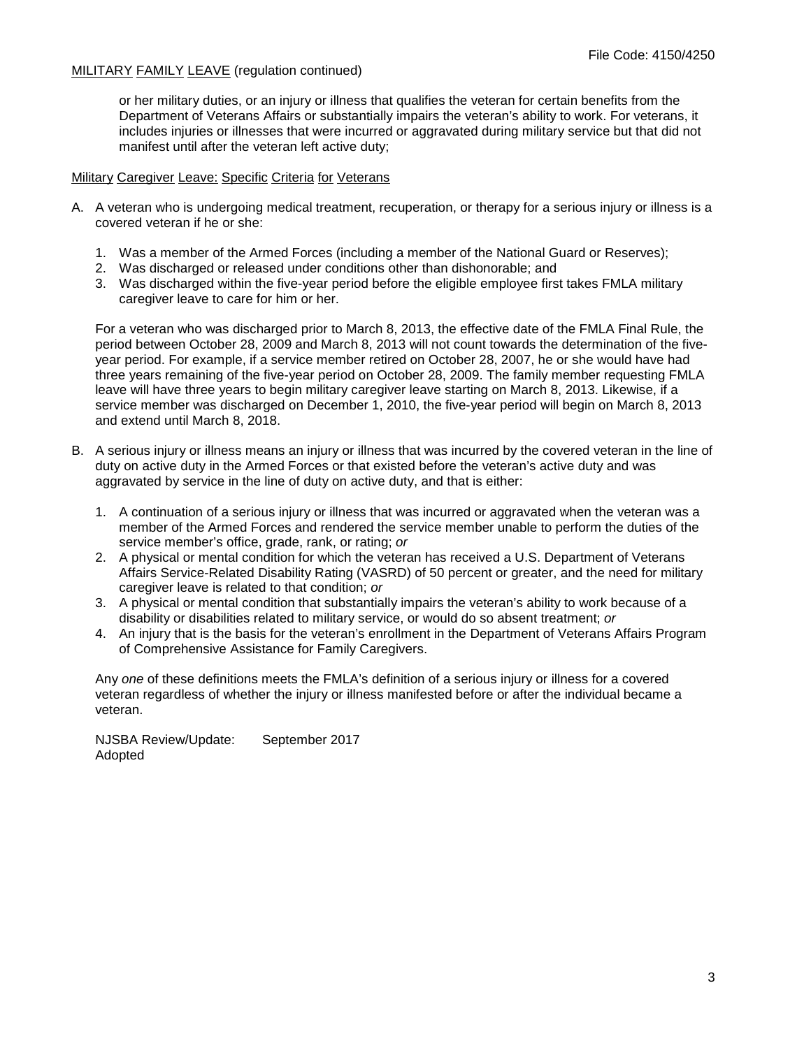or her military duties, or an injury or illness that qualifies the veteran for certain benefits from the Department of Veterans Affairs or substantially impairs the veteran's ability to work. For veterans, it includes injuries or illnesses that were incurred or aggravated during military service but that did not manifest until after the veteran left active duty;

Military Caregiver Leave: Specific Criteria for Veterans

A. A veteran who is undergoing medical treatment, recuperation, or therapy for a serious injury or illness is a covered veteran if he or she:

   1. Was a member of the Armed Forces (including a member of the National Guard or Reserves);
   2. Was discharged or released under conditions other than dishonorable; and
   3. Was discharged within the five-year period before the eligible employee first takes FMLA military caregiver leave to care for him or her.

   For a veteran who was discharged prior to March 8, 2013, the effective date of the FMLA Final Rule, the period between October 28, 2009 and March 8, 2013 will not count towards the determination of the five-year period. For example, if a service member retired on October 28, 2007, he or she would have had three years remaining of the five-year period on October 28, 2009. The family member requesting FMLA leave will have three years to begin military caregiver leave starting on March 8, 2013. Likewise, if a service member was discharged on December 1, 2010, the five-year period will begin on March 8, 2013 and extend until March 8, 2018.

B. A serious injury or illness means an injury or illness that was incurred by the covered veteran in the line of duty on active duty in the Armed Forces or that existed before the veteran's active duty and was aggravated by service in the line of duty on active duty, and that is either:

   1. A continuation of a serious injury or illness that was incurred or aggravated when the veteran was a member of the Armed Forces and rendered the service member unable to perform the duties of the service member's office, grade, rank, or rating; *or*
   2. A physical or mental condition for which the veteran has received a U.S. Department of Veterans Affairs Service-Related Disability Rating (VASRD) of 50 percent or greater, and the need for military caregiver leave is related to that condition; *or*
   3. A physical or mental condition that substantially impairs the veteran's ability to work because of a disability or disabilities related to military service, or would do so absent treatment; *or*
   4. An injury that is the basis for the veteran's enrollment in the Department of Veterans Affairs Program of Comprehensive Assistance for Family Caregivers.

   Any *one* of these definitions meets the FMLA's definition of a serious injury or illness for a covered veteran regardless of whether the injury or illness manifested before or after the individual became a veteran.

NJSBA Review/Update: September 2017
Adopted